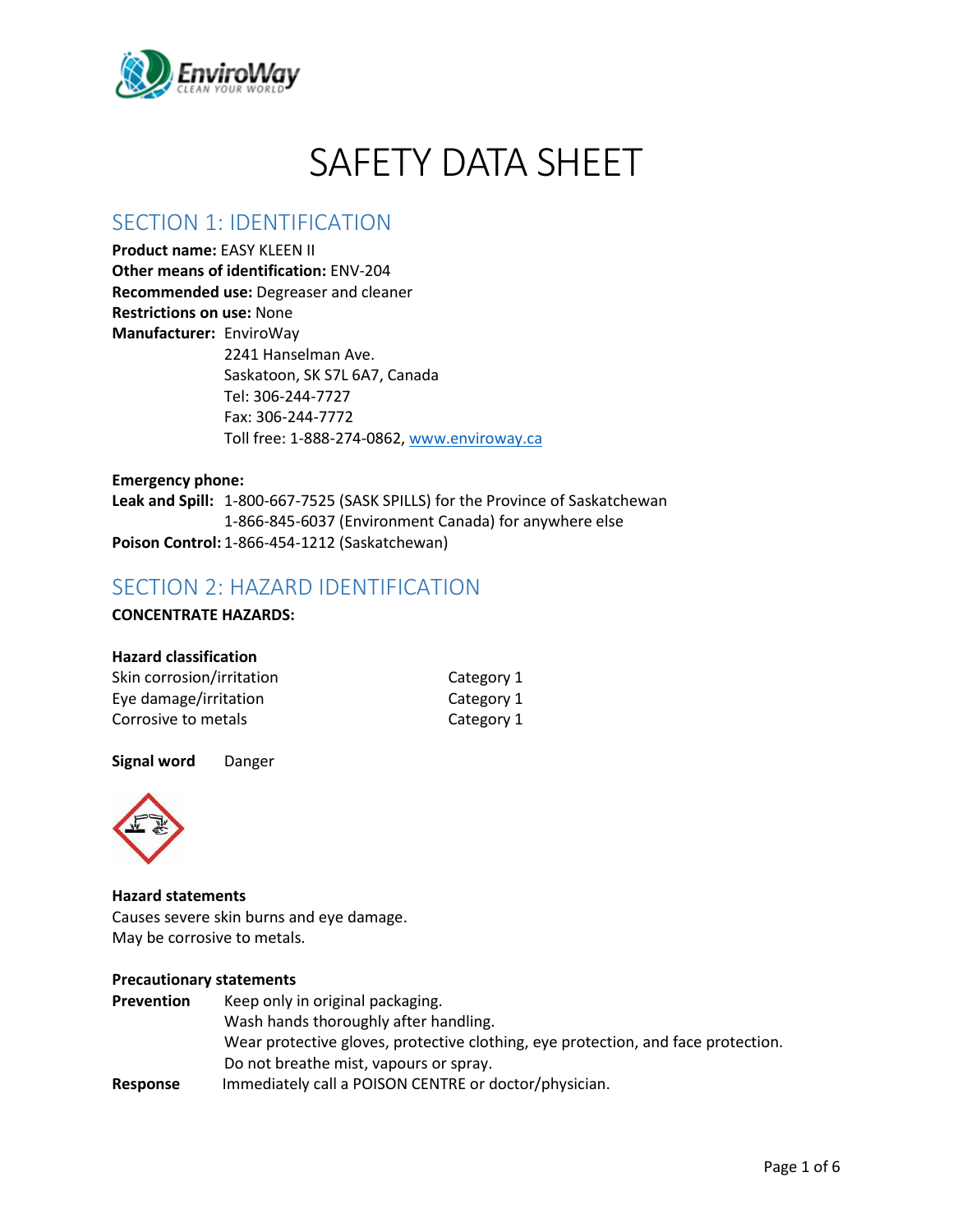# SAFETY DATA SHEET

## SECTION 1: IDENTIFICATION

**Product name:** EASY KLEEN II
**Other means of identification:** ENV-204
**Recommended use:** Degreaser and cleaner
**Restrictions on use:** None
**Manufacturer:** EnviroWay
2241 Hanselman Ave.
Saskatoon, SK S7L 6A7, Canada
Tel: 306-244-7727
Fax: 306-244-7772
Toll free: 1-888-274-0862, www.enviroway.ca

**Emergency phone:**
**Leak and Spill:** 1-800-667-7525 (SASK SPILLS) for the Province of Saskatchewan
1-866-845-6037 (Environment Canada) for anywhere else
**Poison Control:** 1-866-454-1212 (Saskatchewan)

## SECTION 2: HAZARD IDENTIFICATION

**CONCENTRATE HAZARDS:**

**Hazard classification**

| | |
|---|---|
| Skin corrosion/irritation | Category 1 |
| Eye damage/irritation | Category 1 |
| Corrosive to metals | Category 1 |

**Signal word** Danger

**Hazard statements**
Causes severe skin burns and eye damage.
May be corrosive to metals.

**Precautionary statements**

**Prevention** Keep only in original packaging.
Wash hands thoroughly after handling.
Wear protective gloves, protective clothing, eye protection, and face protection.
Do not breathe mist, vapours or spray.

**Response** Immediately call a POISON CENTRE or doctor/physician.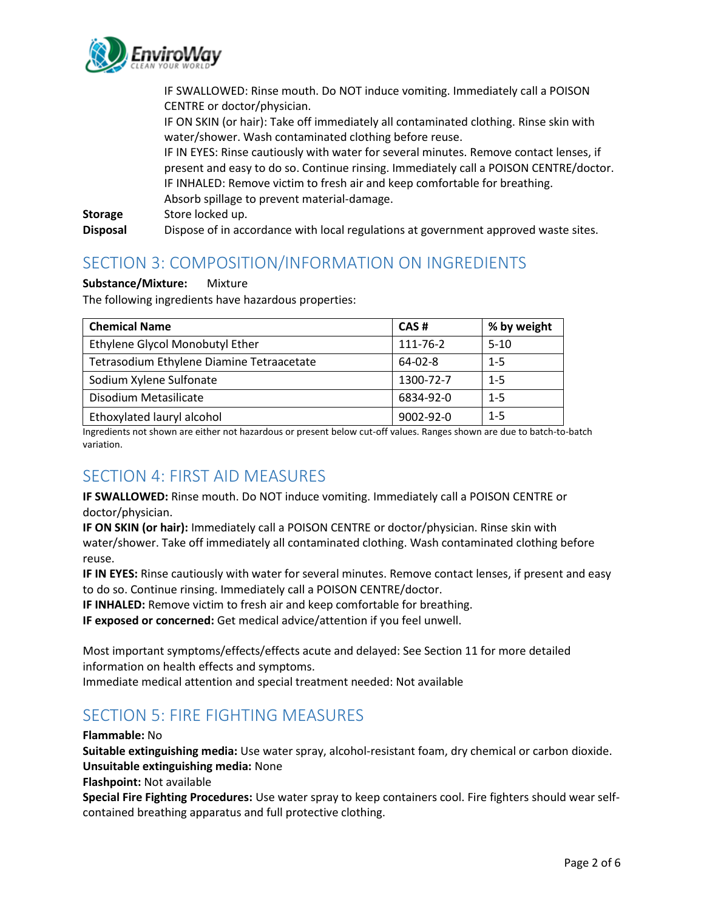IF SWALLOWED: Rinse mouth. Do NOT induce vomiting. Immediately call a POISON CENTRE or doctor/physician.
IF ON SKIN (or hair): Take off immediately all contaminated clothing. Rinse skin with water/shower. Wash contaminated clothing before reuse.
IF IN EYES: Rinse cautiously with water for several minutes. Remove contact lenses, if present and easy to do so. Continue rinsing. Immediately call a POISON CENTRE/doctor.
IF INHALED: Remove victim to fresh air and keep comfortable for breathing.
Absorb spillage to prevent material-damage.

**Storage** Store locked up.

**Disposal** Dispose of in accordance with local regulations at government approved waste sites.

## SECTION 3: COMPOSITION/INFORMATION ON INGREDIENTS

**Substance/Mixture:** Mixture

The following ingredients have hazardous properties:

| Chemical Name | CAS # | % by weight |
|---|---|---|
| Ethylene Glycol Monobutyl Ether | 111-76-2 | 5-10 |
| Tetrasodium Ethylene Diamine Tetraacetate | 64-02-8 | 1-5 |
| Sodium Xylene Sulfonate | 1300-72-7 | 1-5 |
| Disodium Metasilicate | 6834-92-0 | 1-5 |
| Ethoxylated lauryl alcohol | 9002-92-0 | 1-5 |

Ingredients not shown are either not hazardous or present below cut-off values. Ranges shown are due to batch-to-batch variation.

## SECTION 4: FIRST AID MEASURES

**IF SWALLOWED:** Rinse mouth. Do NOT induce vomiting. Immediately call a POISON CENTRE or doctor/physician.
**IF ON SKIN (or hair):** Immediately call a POISON CENTRE or doctor/physician. Rinse skin with water/shower. Take off immediately all contaminated clothing. Wash contaminated clothing before reuse.
**IF IN EYES:** Rinse cautiously with water for several minutes. Remove contact lenses, if present and easy to do so. Continue rinsing. Immediately call a POISON CENTRE/doctor.
**IF INHALED:** Remove victim to fresh air and keep comfortable for breathing.
**IF exposed or concerned:** Get medical advice/attention if you feel unwell.

Most important symptoms/effects/effects acute and delayed: See Section 11 for more detailed information on health effects and symptoms.
Immediate medical attention and special treatment needed: Not available

## SECTION 5: FIRE FIGHTING MEASURES

**Flammable:** No
**Suitable extinguishing media:** Use water spray, alcohol-resistant foam, dry chemical or carbon dioxide.
**Unsuitable extinguishing media:** None
**Flashpoint:** Not available
**Special Fire Fighting Procedures:** Use water spray to keep containers cool. Fire fighters should wear self-contained breathing apparatus and full protective clothing.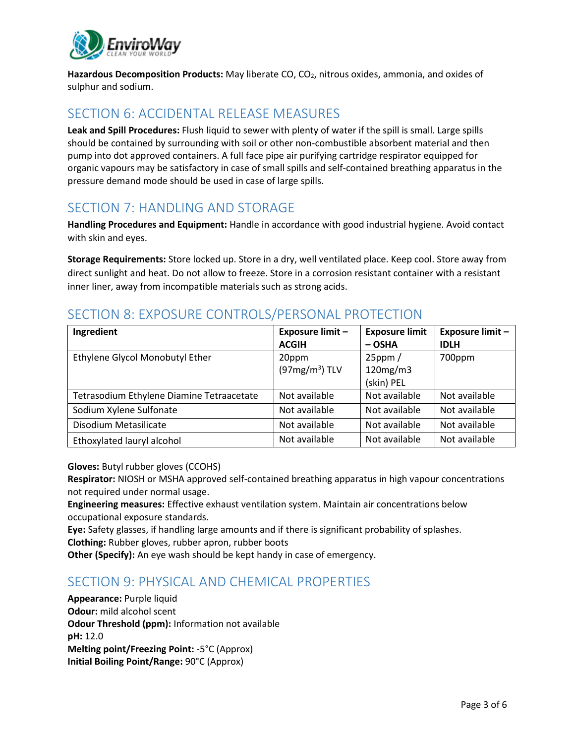**Hazardous Decomposition Products:** May liberate CO, $CO_2$, nitrous oxides, ammonia, and oxides of sulphur and sodium.

## SECTION 6: ACCIDENTAL RELEASE MEASURES

**Leak and Spill Procedures:** Flush liquid to sewer with plenty of water if the spill is small. Large spills should be contained by surrounding with soil or other non-combustible absorbent material and then pump into dot approved containers. A full face pipe air purifying cartridge respirator equipped for organic vapours may be satisfactory in case of small spills and self-contained breathing apparatus in the pressure demand mode should be used in case of large spills.

## SECTION 7: HANDLING AND STORAGE

**Handling Procedures and Equipment:** Handle in accordance with good industrial hygiene. Avoid contact with skin and eyes.

**Storage Requirements:** Store locked up. Store in a dry, well ventilated place. Keep cool. Store away from direct sunlight and heat. Do not allow to freeze. Store in a corrosion resistant container with a resistant inner liner, away from incompatible materials such as strong acids.

## SECTION 8: EXPOSURE CONTROLS/PERSONAL PROTECTION

| Ingredient | Exposure limit – ACGIH | Exposure limit – OSHA | Exposure limit – IDLH |
|---|---|---|---|
| Ethylene Glycol Monobutyl Ether | 20ppm ($97mg/m^3$) TLV | 25ppm / 120mg/m3 (skin) PEL | 700ppm |
| Tetrasodium Ethylene Diamine Tetraacetate | Not available | Not available | Not available |
| Sodium Xylene Sulfonate | Not available | Not available | Not available |
| Disodium Metasilicate | Not available | Not available | Not available |
| Ethoxylated lauryl alcohol | Not available | Not available | Not available |

**Gloves:** Butyl rubber gloves (CCOHS)
**Respirator:** NIOSH or MSHA approved self-contained breathing apparatus in high vapour concentrations not required under normal usage.
**Engineering measures:** Effective exhaust ventilation system. Maintain air concentrations below occupational exposure standards.
**Eye:** Safety glasses, if handling large amounts and if there is significant probability of splashes.
**Clothing:** Rubber gloves, rubber apron, rubber boots
**Other (Specify):** An eye wash should be kept handy in case of emergency.

## SECTION 9: PHYSICAL AND CHEMICAL PROPERTIES

**Appearance:** Purple liquid
**Odour:** mild alcohol scent
**Odour Threshold (ppm):** Information not available
**pH:** 12.0
**Melting point/Freezing Point:** -5°C (Approx)
**Initial Boiling Point/Range:** 90°C (Approx)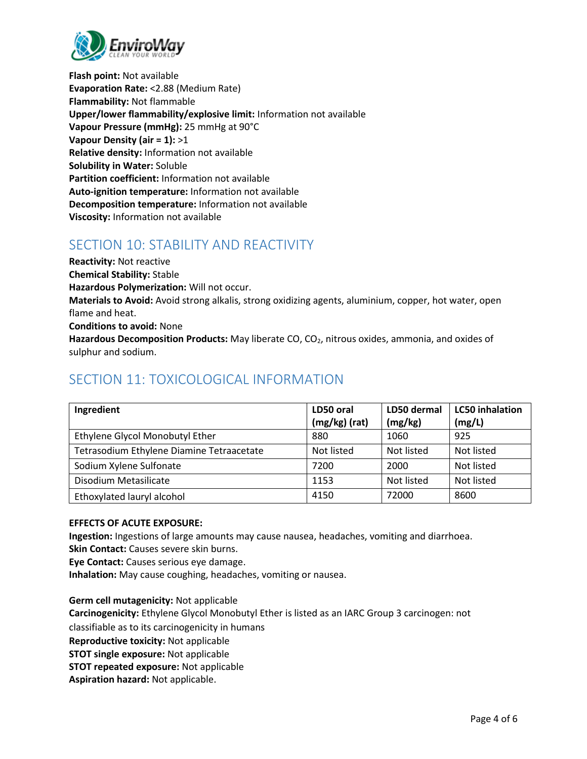**Flash point:** Not available
**Evaporation Rate:** <2.88 (Medium Rate)
**Flammability:** Not flammable
**Upper/lower flammability/explosive limit:** Information not available
**Vapour Pressure (mmHg):** 25 mmHg at 90°C
**Vapour Density (air = 1):** >1
**Relative density:** Information not available
**Solubility in Water:** Soluble
**Partition coefficient:** Information not available
**Auto-ignition temperature:** Information not available
**Decomposition temperature:** Information not available
**Viscosity:** Information not available

## SECTION 10: STABILITY AND REACTIVITY

**Reactivity:** Not reactive
**Chemical Stability:** Stable
**Hazardous Polymerization:** Will not occur.
**Materials to Avoid:** Avoid strong alkalis, strong oxidizing agents, aluminium, copper, hot water, open flame and heat.
**Conditions to avoid:** None
**Hazardous Decomposition Products:** May liberate CO, $CO_2$, nitrous oxides, ammonia, and oxides of sulphur and sodium.

## SECTION 11: TOXICOLOGICAL INFORMATION

| Ingredient | LD50 oral (mg/kg) (rat) | LD50 dermal (mg/kg) | LC50 inhalation (mg/L) |
|---|---|---|---|
| Ethylene Glycol Monobutyl Ether | 880 | 1060 | 925 |
| Tetrasodium Ethylene Diamine Tetraacetate | Not listed | Not listed | Not listed |
| Sodium Xylene Sulfonate | 7200 | 2000 | Not listed |
| Disodium Metasilicate | 1153 | Not listed | Not listed |
| Ethoxylated lauryl alcohol | 4150 | 72000 | 8600 |

**EFFECTS OF ACUTE EXPOSURE:**
**Ingestion:** Ingestions of large amounts may cause nausea, headaches, vomiting and diarrhoea.
**Skin Contact:** Causes severe skin burns.
**Eye Contact:** Causes serious eye damage.
**Inhalation:** May cause coughing, headaches, vomiting or nausea.

**Germ cell mutagenicity:** Not applicable
**Carcinogenicity:** Ethylene Glycol Monobutyl Ether is listed as an IARC Group 3 carcinogen: not classifiable as to its carcinogenicity in humans
**Reproductive toxicity:** Not applicable
**STOT single exposure:** Not applicable
**STOT repeated exposure:** Not applicable
**Aspiration hazard:** Not applicable.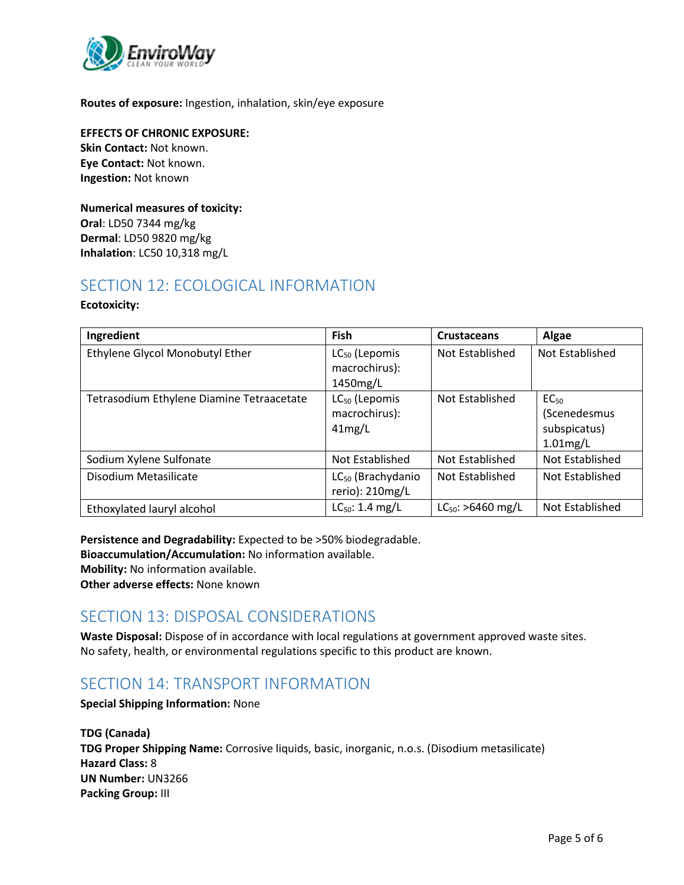**Routes of exposure:** Ingestion, inhalation, skin/eye exposure

**EFFECTS OF CHRONIC EXPOSURE:**
**Skin Contact:** Not known.
**Eye Contact:** Not known.
**Ingestion:** Not known

**Numerical measures of toxicity:**
**Oral**: LD50 7344 mg/kg
**Dermal**: LD50 9820 mg/kg
**Inhalation**: LC50 10,318 mg/L

## SECTION 12: ECOLOGICAL INFORMATION

**Ecotoxicity:**

| Ingredient | Fish | Crustaceans | Algae |
|---|---|---|---|
| Ethylene Glycol Monobutyl Ether | $LC_{50}$ (Lepomis macrochirus): 1450mg/L | Not Established | Not Established |
| Tetrasodium Ethylene Diamine Tetraacetate | $LC_{50}$ (Lepomis macrochirus): 41mg/L | Not Established | $EC_{50}$ (Scenedesmus subspicatus) 1.01mg/L |
| Sodium Xylene Sulfonate | Not Established | Not Established | Not Established |
| Disodium Metasilicate | $LC_{50}$ (Brachydanio rerio): 210mg/L | Not Established | Not Established |
| Ethoxylated lauryl alcohol | $LC_{50}$: 1.4 mg/L | $LC_{50}$: >6460 mg/L | Not Established |

**Persistence and Degradability:** Expected to be >50% biodegradable.
**Bioaccumulation/Accumulation:** No information available.
**Mobility:** No information available.
**Other adverse effects:** None known

## SECTION 13: DISPOSAL CONSIDERATIONS

**Waste Disposal:** Dispose of in accordance with local regulations at government approved waste sites. No safety, health, or environmental regulations specific to this product are known.

## SECTION 14: TRANSPORT INFORMATION

**Special Shipping Information:** None

**TDG (Canada)**
**TDG Proper Shipping Name:** Corrosive liquids, basic, inorganic, n.o.s. (Disodium metasilicate)
**Hazard Class:** 8
**UN Number:** UN3266
**Packing Group:** III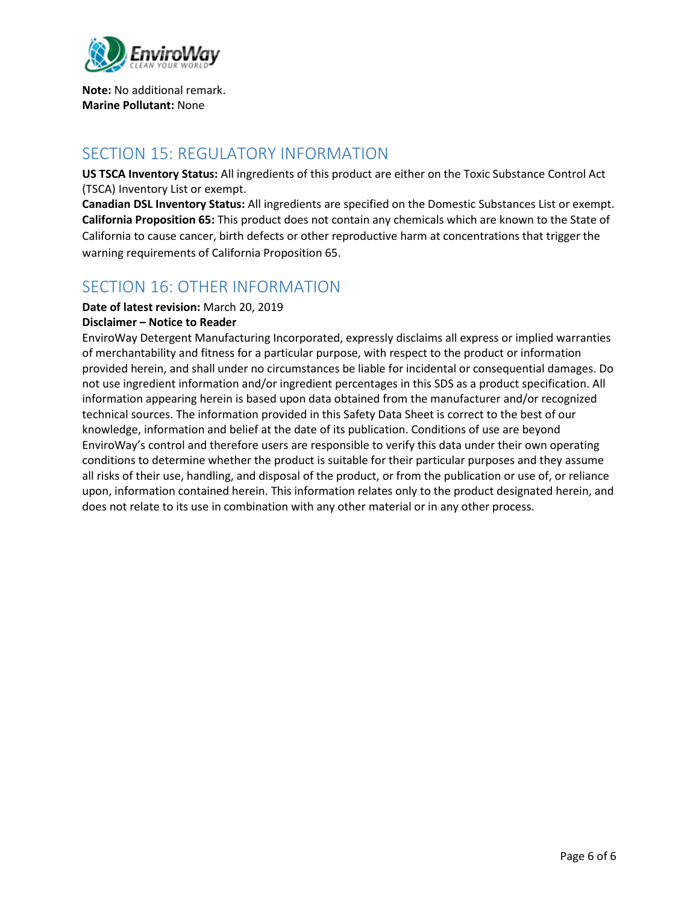**Note:** No additional remark.
**Marine Pollutant:** None

## SECTION 15: REGULATORY INFORMATION

**US TSCA Inventory Status:** All ingredients of this product are either on the Toxic Substance Control Act (TSCA) Inventory List or exempt.
**Canadian DSL Inventory Status:** All ingredients are specified on the Domestic Substances List or exempt.
**California Proposition 65:** This product does not contain any chemicals which are known to the State of California to cause cancer, birth defects or other reproductive harm at concentrations that trigger the warning requirements of California Proposition 65.

## SECTION 16: OTHER INFORMATION

**Date of latest revision:** March 20, 2019
**Disclaimer – Notice to Reader**
EnviroWay Detergent Manufacturing Incorporated, expressly disclaims all express or implied warranties of merchantability and fitness for a particular purpose, with respect to the product or information provided herein, and shall under no circumstances be liable for incidental or consequential damages. Do not use ingredient information and/or ingredient percentages in this SDS as a product specification. All information appearing herein is based upon data obtained from the manufacturer and/or recognized technical sources. The information provided in this Safety Data Sheet is correct to the best of our knowledge, information and belief at the date of its publication. Conditions of use are beyond EnviroWay's control and therefore users are responsible to verify this data under their own operating conditions to determine whether the product is suitable for their particular purposes and they assume all risks of their use, handling, and disposal of the product, or from the publication or use of, or reliance upon, information contained herein. This information relates only to the product designated herein, and does not relate to its use in combination with any other material or in any other process.